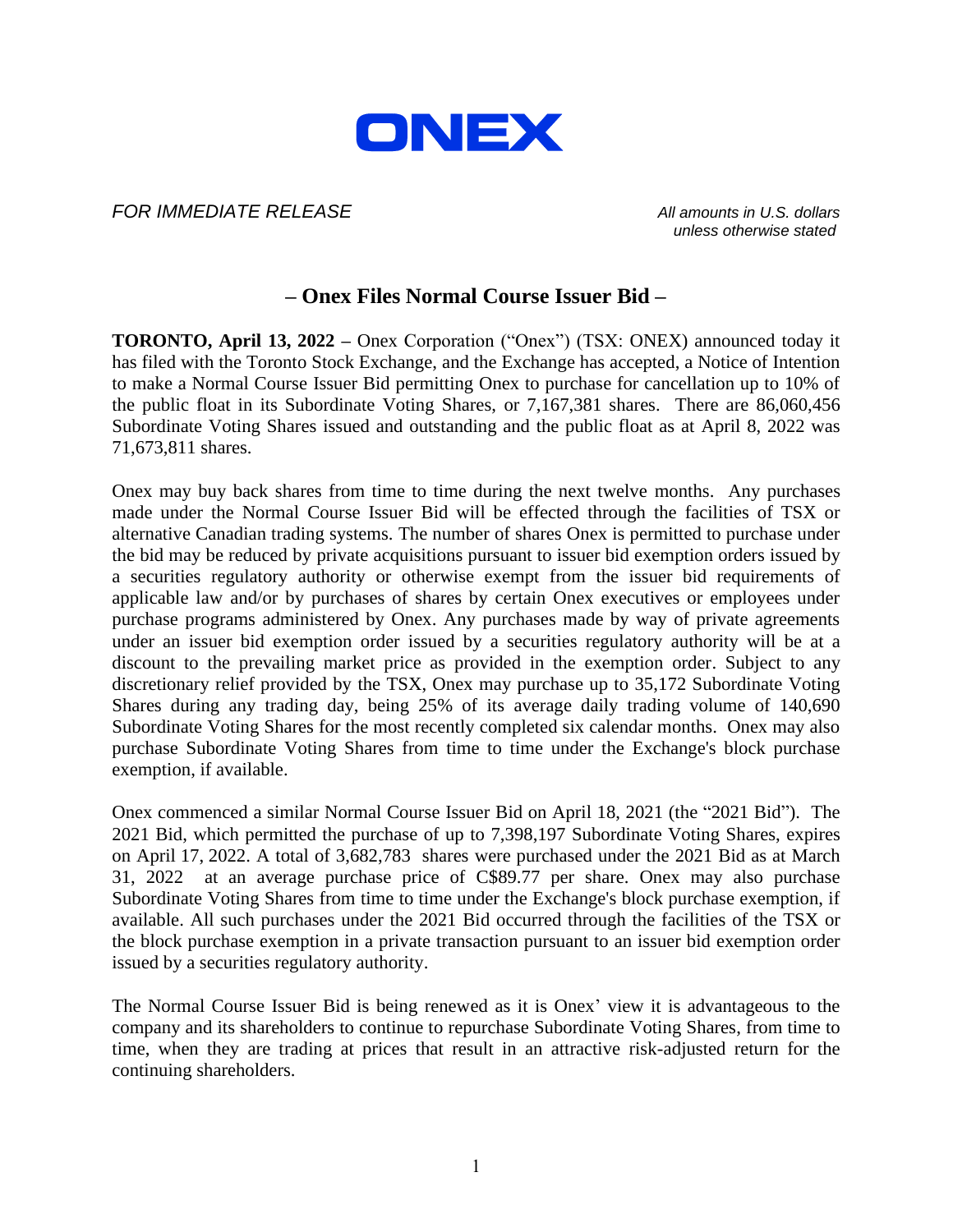ONEX

*FOR IMMEDIATE RELEASE*

*All amounts in U.S. dollars unless otherwise stated*

# – Onex Files Normal Course Issuer Bid –

**TORONTO, April 13, 2022 –** Onex Corporation ("Onex") (TSX: ONEX) announced today it has filed with the Toronto Stock Exchange, and the Exchange has accepted, a Notice of Intention to make a Normal Course Issuer Bid permitting Onex to purchase for cancellation up to 10% of the public float in its Subordinate Voting Shares, or 7,167,381 shares. There are 86,060,456 Subordinate Voting Shares issued and outstanding and the public float as at April 8, 2022 was 71,673,811 shares.

Onex may buy back shares from time to time during the next twelve months. Any purchases made under the Normal Course Issuer Bid will be effected through the facilities of TSX or alternative Canadian trading systems. The number of shares Onex is permitted to purchase under the bid may be reduced by private acquisitions pursuant to issuer bid exemption orders issued by a securities regulatory authority or otherwise exempt from the issuer bid requirements of applicable law and/or by purchases of shares by certain Onex executives or employees under purchase programs administered by Onex. Any purchases made by way of private agreements under an issuer bid exemption order issued by a securities regulatory authority will be at a discount to the prevailing market price as provided in the exemption order. Subject to any discretionary relief provided by the TSX, Onex may purchase up to 35,172 Subordinate Voting Shares during any trading day, being 25% of its average daily trading volume of 140,690 Subordinate Voting Shares for the most recently completed six calendar months. Onex may also purchase Subordinate Voting Shares from time to time under the Exchange's block purchase exemption, if available.

Onex commenced a similar Normal Course Issuer Bid on April 18, 2021 (the "2021 Bid"). The 2021 Bid, which permitted the purchase of up to 7,398,197 Subordinate Voting Shares, expires on April 17, 2022. A total of 3,682,783 shares were purchased under the 2021 Bid as at March 31, 2022 at an average purchase price of C$89.77 per share. Onex may also purchase Subordinate Voting Shares from time to time under the Exchange's block purchase exemption, if available. All such purchases under the 2021 Bid occurred through the facilities of the TSX or the block purchase exemption in a private transaction pursuant to an issuer bid exemption order issued by a securities regulatory authority.

The Normal Course Issuer Bid is being renewed as it is Onex' view it is advantageous to the company and its shareholders to continue to repurchase Subordinate Voting Shares, from time to time, when they are trading at prices that result in an attractive risk-adjusted return for the continuing shareholders.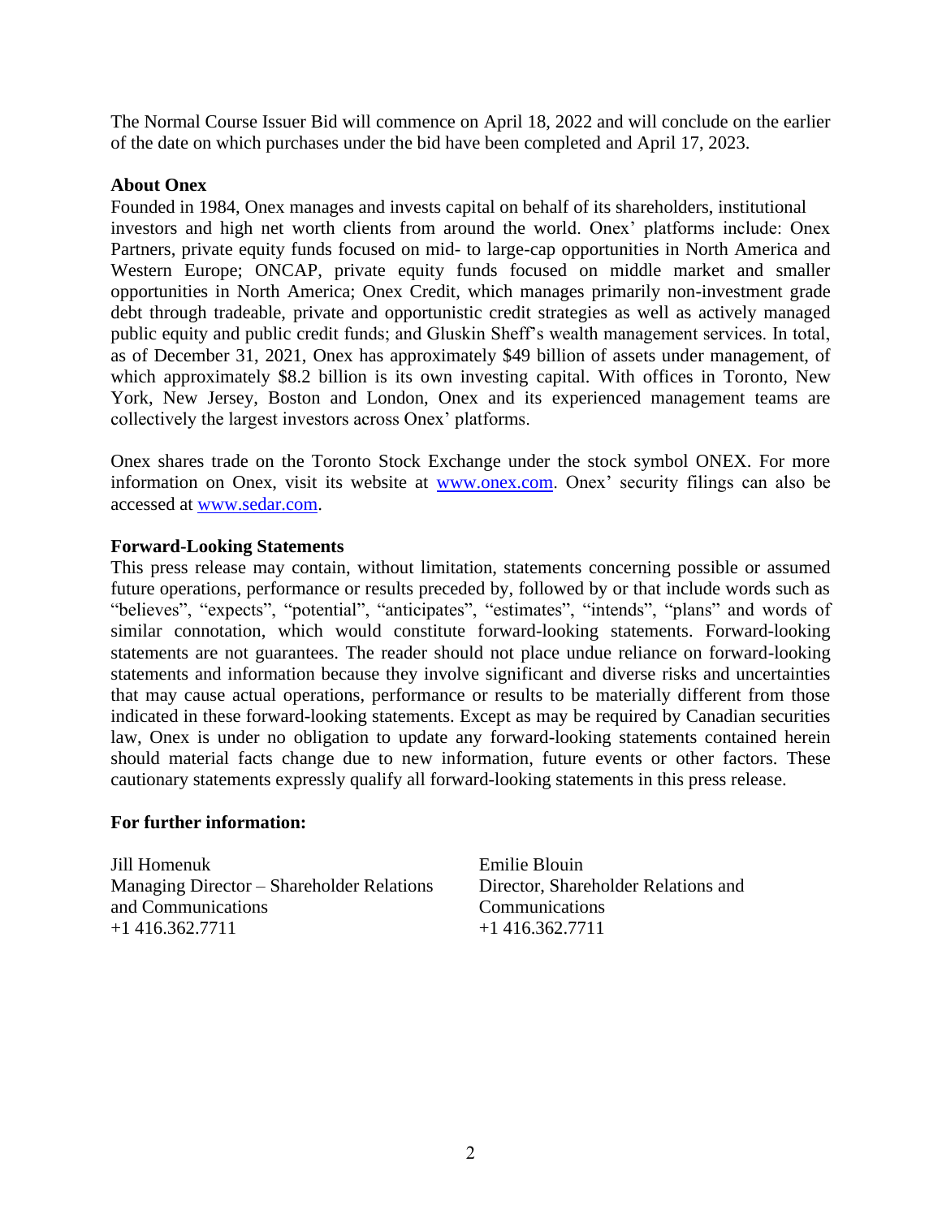The Normal Course Issuer Bid will commence on April 18, 2022 and will conclude on the earlier of the date on which purchases under the bid have been completed and April 17, 2023.

**About Onex**

Founded in 1984, Onex manages and invests capital on behalf of its shareholders, institutional investors and high net worth clients from around the world. Onex' platforms include: Onex Partners, private equity funds focused on mid- to large-cap opportunities in North America and Western Europe; ONCAP, private equity funds focused on middle market and smaller opportunities in North America; Onex Credit, which manages primarily non-investment grade debt through tradeable, private and opportunistic credit strategies as well as actively managed public equity and public credit funds; and Gluskin Sheff's wealth management services. In total, as of December 31, 2021, Onex has approximately $49 billion of assets under management, of which approximately $8.2 billion is its own investing capital. With offices in Toronto, New York, New Jersey, Boston and London, Onex and its experienced management teams are collectively the largest investors across Onex' platforms.

Onex shares trade on the Toronto Stock Exchange under the stock symbol ONEX. For more information on Onex, visit its website at www.onex.com. Onex' security filings can also be accessed at www.sedar.com.

**Forward-Looking Statements**

This press release may contain, without limitation, statements concerning possible or assumed future operations, performance or results preceded by, followed by or that include words such as "believes", "expects", "potential", "anticipates", "estimates", "intends", "plans" and words of similar connotation, which would constitute forward-looking statements. Forward-looking statements are not guarantees. The reader should not place undue reliance on forward-looking statements and information because they involve significant and diverse risks and uncertainties that may cause actual operations, performance or results to be materially different from those indicated in these forward-looking statements. Except as may be required by Canadian securities law, Onex is under no obligation to update any forward-looking statements contained herein should material facts change due to new information, future events or other factors. These cautionary statements expressly qualify all forward-looking statements in this press release.

**For further information:**

Jill Homenuk
Managing Director – Shareholder Relations and Communications
+1 416.362.7711

Emilie Blouin
Director, Shareholder Relations and Communications
+1 416.362.7711